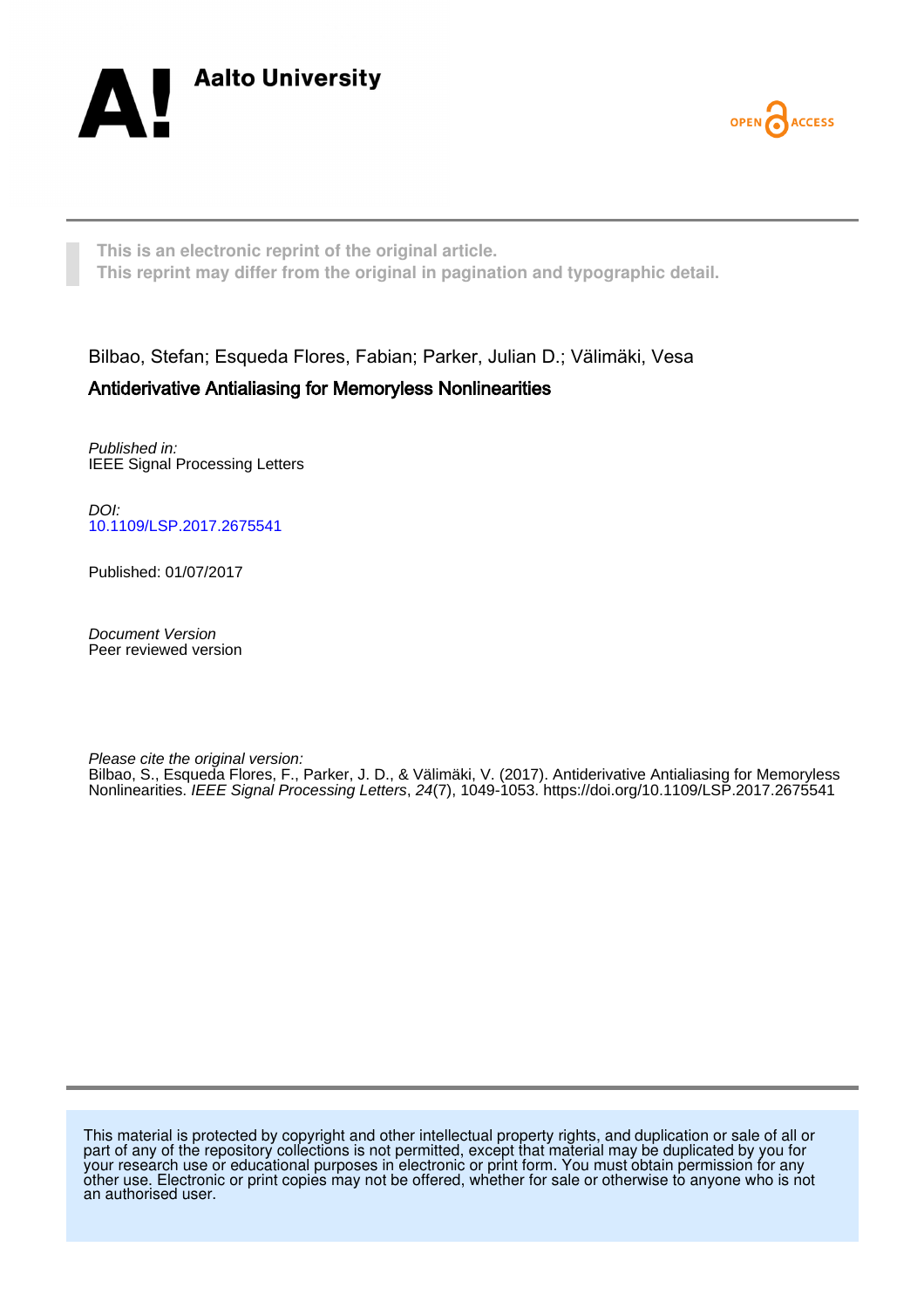Aalto University

OPEN ACCESS

This is an electronic reprint of the original article.
This reprint may differ from the original in pagination and typographic detail.

Bilbao, Stefan; Esqueda Flores, Fabian; Parker, Julian D.; Välimäki, Vesa

**Antiderivative Antialiasing for Memoryless Nonlinearities**

*Published in:*
IEEE Signal Processing Letters

*DOI:*
10.1109/LSP.2017.2675541

Published: 01/07/2017

*Document Version*
Peer reviewed version

*Please cite the original version:*
Bilbao, S., Esqueda Flores, F., Parker, J. D., & Välimäki, V. (2017). Antiderivative Antialiasing for Memoryless Nonlinearities. *IEEE Signal Processing Letters*, *24*(7), 1049-1053. https://doi.org/10.1109/LSP.2017.2675541

This material is protected by copyright and other intellectual property rights, and duplication or sale of all or part of any of the repository collections is not permitted, except that material may be duplicated by you for your research use or educational purposes in electronic or print form. You must obtain permission for any other use. Electronic or print copies may not be offered, whether for sale or otherwise to anyone who is not an authorised user.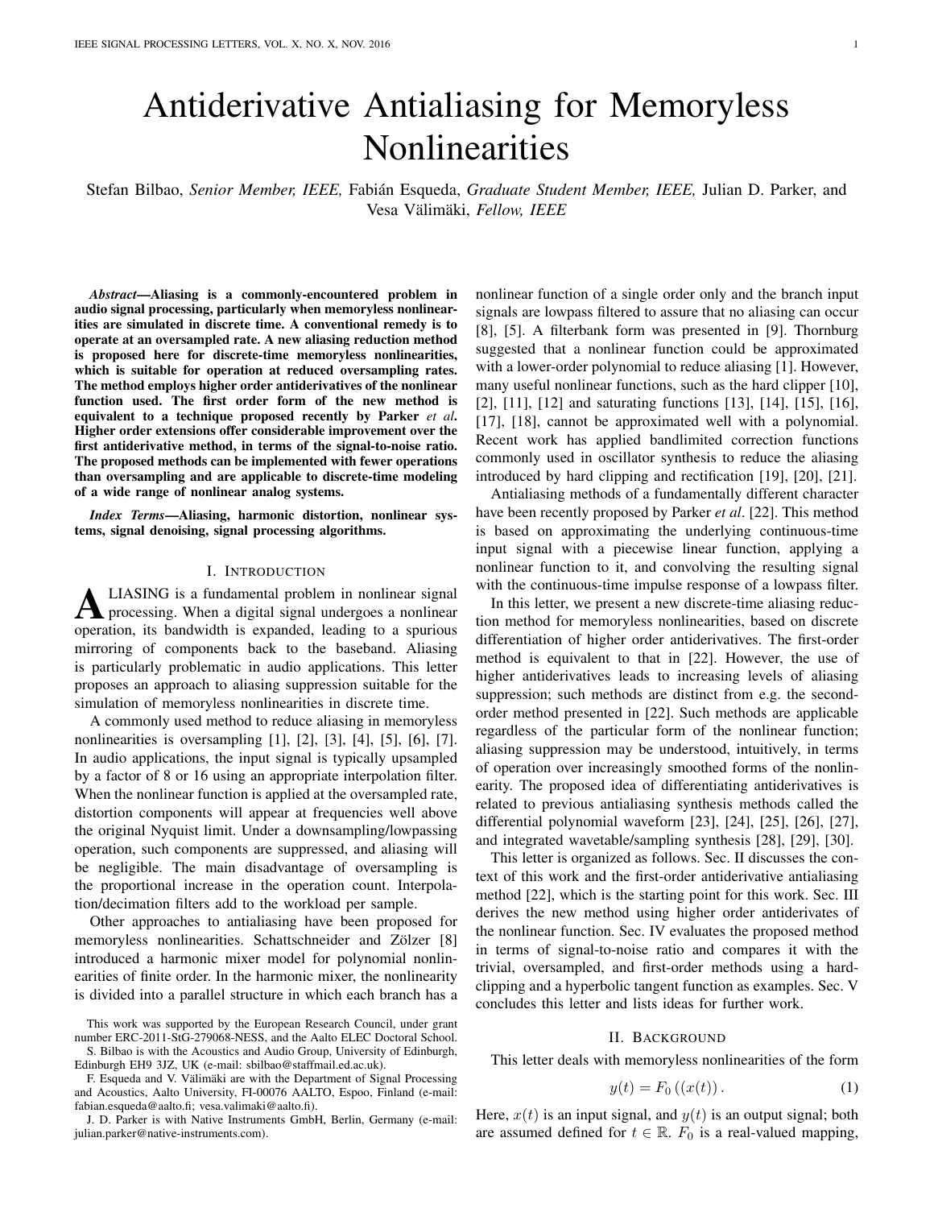# Antiderivative Antialiasing for Memoryless Nonlinearities

Stefan Bilbao, *Senior Member, IEEE,* Fabián Esqueda, *Graduate Student Member, IEEE,* Julian D. Parker, and Vesa Välimäki, *Fellow, IEEE*

***Abstract*—Aliasing is a commonly-encountered problem in audio signal processing, particularly when memoryless nonlinearities are simulated in discrete time. A conventional remedy is to operate at an oversampled rate. A new aliasing reduction method is proposed here for discrete-time memoryless nonlinearities, which is suitable for operation at reduced oversampling rates. The method employs higher order antiderivatives of the nonlinear function used. The first order form of the new method is equivalent to a technique proposed recently by Parker *et al*. Higher order extensions offer considerable improvement over the first antiderivative method, in terms of the signal-to-noise ratio. The proposed methods can be implemented with fewer operations than oversampling and are applicable to discrete-time modeling of a wide range of nonlinear analog systems.**

***Index Terms*—Aliasing, harmonic distortion, nonlinear systems, signal denoising, signal processing algorithms.**

## I. Introduction

Aliasing is a fundamental problem in nonlinear signal processing. When a digital signal undergoes a nonlinear operation, its bandwidth is expanded, leading to a spurious mirroring of components back to the baseband. Aliasing is particularly problematic in audio applications. This letter proposes an approach to aliasing suppression suitable for the simulation of memoryless nonlinearities in discrete time.

A commonly used method to reduce aliasing in memoryless nonlinearities is oversampling [1], [2], [3], [4], [5], [6], [7]. In audio applications, the input signal is typically upsampled by a factor of 8 or 16 using an appropriate interpolation filter. When the nonlinear function is applied at the oversampled rate, distortion components will appear at frequencies well above the original Nyquist limit. Under a downsampling/lowpassing operation, such components are suppressed, and aliasing will be negligible. The main disadvantage of oversampling is the proportional increase in the operation count. Interpolation/decimation filters add to the workload per sample.

Other approaches to antialiasing have been proposed for memoryless nonlinearities. Schattschneider and Zölzer [8] introduced a harmonic mixer model for polynomial nonlinearities of finite order. In the harmonic mixer, the nonlinearity is divided into a parallel structure in which each branch has a nonlinear function of a single order only and the branch input signals are lowpass filtered to assure that no aliasing can occur [8], [5]. A filterbank form was presented in [9]. Thornburg suggested that a nonlinear function could be approximated with a lower-order polynomial to reduce aliasing [1]. However, many useful nonlinear functions, such as the hard clipper [10], [2], [11], [12] and saturating functions [13], [14], [15], [16], [17], [18], cannot be approximated well with a polynomial. Recent work has applied bandlimited correction functions commonly used in oscillator synthesis to reduce the aliasing introduced by hard clipping and rectification [19], [20], [21].

Antialiasing methods of a fundamentally different character have been recently proposed by Parker *et al*. [22]. This method is based on approximating the underlying continuous-time input signal with a piecewise linear function, applying a nonlinear function to it, and convolving the resulting signal with the continuous-time impulse response of a lowpass filter.

In this letter, we present a new discrete-time aliasing reduction method for memoryless nonlinearities, based on discrete differentiation of higher order antiderivatives. The first-order method is equivalent to that in [22]. However, the use of higher antiderivatives leads to increasing levels of aliasing suppression; such methods are distinct from e.g. the second-order method presented in [22]. Such methods are applicable regardless of the particular form of the nonlinear function; aliasing suppression may be understood, intuitively, in terms of operation over increasingly smoothed forms of the nonlinearity. The proposed idea of differentiating antiderivatives is related to previous antialiasing synthesis methods called the differential polynomial waveform [23], [24], [25], [26], [27], and integrated wavetable/sampling synthesis [28], [29], [30].

This letter is organized as follows. Sec. II discusses the context of this work and the first-order antiderivative antialiasing method [22], which is the starting point for this work. Sec. III derives the new method using higher order antiderivates of the nonlinear function. Sec. IV evaluates the proposed method in terms of signal-to-noise ratio and compares it with the trivial, oversampled, and first-order methods using a hard-clipping and a hyperbolic tangent function as examples. Sec. V concludes this letter and lists ideas for further work.

## II. Background

This letter deals with memoryless nonlinearities of the form

$$y(t) = F_0\left((x(t)\right). \tag{1}$$

Here, $x(t)$ is an input signal, and $y(t)$ is an output signal; both are assumed defined for $t \in \mathbb{R}$. $F_0$ is a real-valued mapping,

---

This work was supported by the European Research Council, under grant number ERC-2011-StG-279068-NESS, and the Aalto ELEC Doctoral School.

S. Bilbao is with the Acoustics and Audio Group, University of Edinburgh, Edinburgh EH9 3JZ, UK (e-mail: sbilbao@staffmail.ed.ac.uk).

F. Esqueda and V. Välimäki are with the Department of Signal Processing and Acoustics, Aalto University, FI-00076 AALTO, Espoo, Finland (e-mail: fabian.esqueda@aalto.fi; vesa.valimaki@aalto.fi).

J. D. Parker is with Native Instruments GmbH, Berlin, Germany (e-mail: julian.parker@native-instruments.com).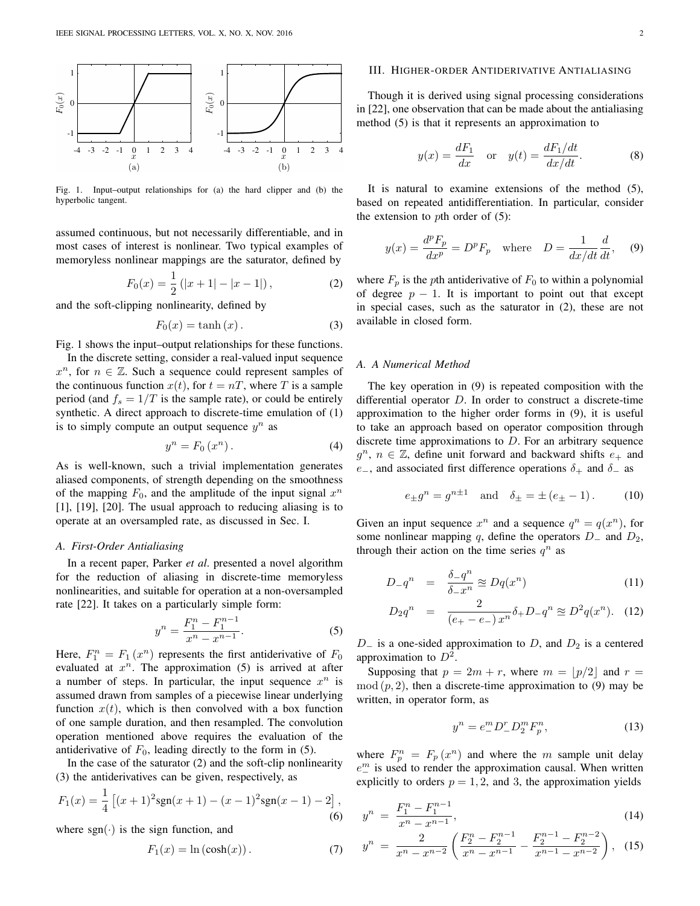Fig. 1. Input–output relationships for (a) the hard clipper and (b) the hyperbolic tangent.

assumed continuous, but not necessarily differentiable, and in most cases of interest is nonlinear. Two typical examples of memoryless nonlinear mappings are the saturator, defined by

$$F_0(x) = \frac{1}{2}\left(|x+1| - |x-1|\right), \tag{2}$$

and the soft-clipping nonlinearity, defined by

$$F_0(x) = \tanh(x). \tag{3}$$

Fig. 1 shows the input–output relationships for these functions.

In the discrete setting, consider a real-valued input sequence $x^n$, for $n \in \mathbb{Z}$. Such a sequence could represent samples of the continuous function $x(t)$, for $t = nT$, where $T$ is a sample period (and $f_s = 1/T$ is the sample rate), or could be entirely synthetic. A direct approach to discrete-time emulation of (1) is to simply compute an output sequence $y^n$ as

$$y^n = F_0(x^n). \tag{4}$$

As is well-known, such a trivial implementation generates aliased components, of strength depending on the smoothness of the mapping $F_0$, and the amplitude of the input signal $x^n$ [1], [19], [20]. The usual approach to reducing aliasing is to operate at an oversampled rate, as discussed in Sec. I.

### A. First-Order Antialiasing

In a recent paper, Parker *et al.* presented a novel algorithm for the reduction of aliasing in discrete-time memoryless nonlinearities, and suitable for operation at a non-oversampled rate [22]. It takes on a particularly simple form:

$$y^n = \frac{F_1^n - F_1^{n-1}}{x^n - x^{n-1}}. \tag{5}$$

Here, $F_1^n = F_1(x^n)$ represents the first antiderivative of $F_0$ evaluated at $x^n$. The approximation (5) is arrived at after a number of steps. In particular, the input sequence $x^n$ is assumed drawn from samples of a piecewise linear underlying function $x(t)$, which is then convolved with a box function of one sample duration, and then resampled. The convolution operation mentioned above requires the evaluation of the antiderivative of $F_0$, leading directly to the form in (5).

In the case of the saturator (2) and the soft-clip nonlinearity (3) the antiderivatives can be given, respectively, as

$$F_1(x) = \frac{1}{4}\left[(x+1)^2\mathrm{sgn}(x+1) - (x-1)^2\mathrm{sgn}(x-1) - 2\right], \tag{6}$$

where $\mathrm{sgn}(\cdot)$ is the sign function, and

$$F_1(x) = \ln(\cosh(x)). \tag{7}$$

## III. Higher-order Antiderivative Antialiasing

Though it is derived using signal processing considerations in [22], one observation that can be made about the antialiasing method (5) is that it represents an approximation to

$$y(x) = \frac{dF_1}{dx} \quad \text{or} \quad y(t) = \frac{dF_1/dt}{dx/dt}. \tag{8}$$

It is natural to examine extensions of the method (5), based on repeated antidifferentiation. In particular, consider the extension to $p$th order of (5):

$$y(x) = \frac{d^pF_p}{dx^p} = D^pF_p \quad \text{where} \quad D = \frac{1}{dx/dt}\frac{d}{dt}, \tag{9}$$

where $F_p$ is the $p$th antiderivative of $F_0$ to within a polynomial of degree $p-1$. It is important to point out that except in special cases, such as the saturator in (2), these are not available in closed form.

### A. A Numerical Method

The key operation in (9) is repeated composition with the differential operator $D$. In order to construct a discrete-time approximation to the higher order forms in (9), it is useful to take an approach based on operator composition through discrete time approximations to $D$. For an arbitrary sequence $g^n$, $n \in \mathbb{Z}$, define unit forward and backward shifts $e_+$ and $e_-$, and associated first difference operations $\delta_+$ and $\delta_-$ as

$$e_\pm g^n = g^{n\pm1} \quad \text{and} \quad \delta_\pm = \pm(e_\pm - 1). \tag{10}$$

Given an input sequence $x^n$ and a sequence $q^n = q(x^n)$, for some nonlinear mapping $q$, define the operators $D_-$ and $D_2$, through their action on the time series $q^n$ as

$$D_-q^n = \frac{\delta_-q^n}{\delta_-x^n} \approxeq Dq(x^n) \tag{11}$$

$$D_2q^n = \frac{2}{(e_+ - e_-)x^n}\delta_+D_-q^n \approxeq D^2q(x^n). \tag{12}$$

$D_-$ is a one-sided approximation to $D$, and $D_2$ is a centered approximation to $D^2$.

Supposing that $p = 2m + r$, where $m = \lfloor p/2 \rfloor$ and $r = \mathrm{mod}(p, 2)$, then a discrete-time approximation to (9) may be written, in operator form, as

$$y^n = e_-^m D_-^r D_2^m F_p^n, \tag{13}$$

where $F_p^n = F_p(x^n)$ and where the $m$ sample unit delay $e_-^m$ is used to render the approximation causal. When written explicitly to orders $p = 1, 2$, and 3, the approximation yields

$$y^n = \frac{F_1^n - F_1^{n-1}}{x^n - x^{n-1}}, \tag{14}$$

$$y^n = \frac{2}{x^n - x^{n-2}}\left(\frac{F_2^n - F_2^{n-1}}{x^n - x^{n-1}} - \frac{F_2^{n-1} - F_2^{n-2}}{x^{n-1} - x^{n-2}}\right), \tag{15}$$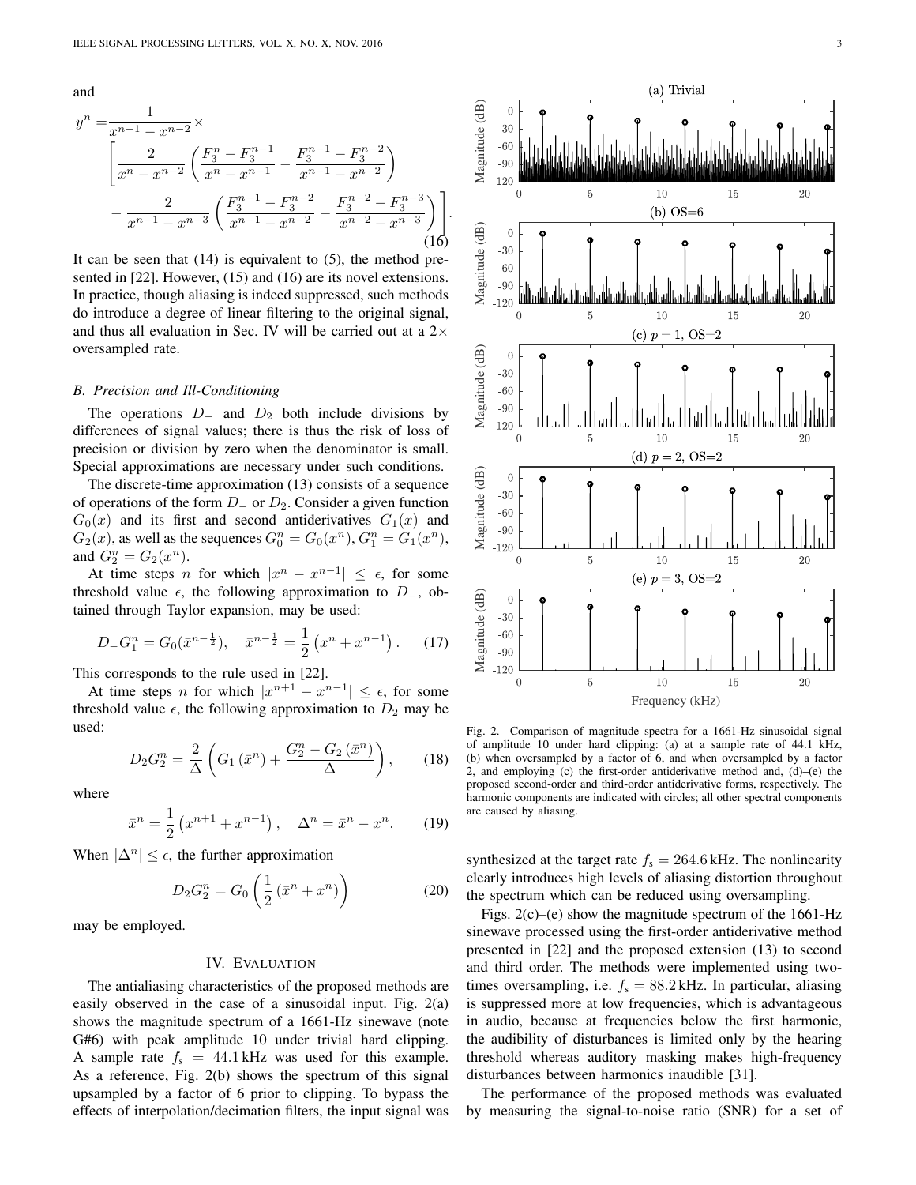and

$$y^n = \frac{1}{x^{n-1} - x^{n-2}} \times \left[ \frac{2}{x^n - x^{n-2}} \left( \frac{F_3^n - F_3^{n-1}}{x^n - x^{n-1}} - \frac{F_3^{n-1} - F_3^{n-2}}{x^{n-1} - x^{n-2}} \right) - \frac{2}{x^{n-1} - x^{n-3}} \left( \frac{F_3^{n-1} - F_3^{n-2}}{x^{n-1} - x^{n-2}} - \frac{F_3^{n-2} - F_3^{n-3}}{x^{n-2} - x^{n-3}} \right) \right]. \tag{16}$$

It can be seen that (14) is equivalent to (5), the method presented in [22]. However, (15) and (16) are its novel extensions. In practice, though aliasing is indeed suppressed, such methods do introduce a degree of linear filtering to the original signal, and thus all evaluation in Sec. IV will be carried out at a 2× oversampled rate.

### *B. Precision and Ill-Conditioning*

The operations $D_-$ and $D_2$ both include divisions by differences of signal values; there is thus the risk of loss of precision or division by zero when the denominator is small. Special approximations are necessary under such conditions.

The discrete-time approximation (13) consists of a sequence of operations of the form $D_-$ or $D_2$. Consider a given function $G_0(x)$ and its first and second antiderivatives $G_1(x)$ and $G_2(x)$, as well as the sequences $G_0^n = G_0(x^n)$, $G_1^n = G_1(x^n)$, and $G_2^n = G_2(x^n)$.

At time steps $n$ for which $|x^n - x^{n-1}| \leq \epsilon$, for some threshold value $\epsilon$, the following approximation to $D_-$, obtained through Taylor expansion, may be used:

$$D_- G_1^n = G_0(\bar{x}^{n-\frac{1}{2}}), \quad \bar{x}^{n-\frac{1}{2}} = \frac{1}{2}\left(x^n + x^{n-1}\right). \tag{17}$$

This corresponds to the rule used in [22].

At time steps $n$ for which $|x^{n+1} - x^{n-1}| \leq \epsilon$, for some threshold value $\epsilon$, the following approximation to $D_2$ may be used:

$$D_2 G_2^n = \frac{2}{\Delta}\left(G_1(\bar{x}^n) + \frac{G_2^n - G_2(\bar{x}^n)}{\Delta}\right), \tag{18}$$

where

$$\bar{x}^n = \frac{1}{2}\left(x^{n+1} + x^{n-1}\right), \quad \Delta^n = \bar{x}^n - x^n. \tag{19}$$

When $|\Delta^n| \leq \epsilon$, the further approximation

$$D_2 G_2^n = G_0\left(\frac{1}{2}\left(\bar{x}^n + x^n\right)\right) \tag{20}$$

may be employed.

## IV. Evaluation

The antialiasing characteristics of the proposed methods are easily observed in the case of a sinusoidal input. Fig. 2(a) shows the magnitude spectrum of a 1661-Hz sinewave (note G#6) with peak amplitude 10 under trivial hard clipping. A sample rate $f_s = 44.1$ kHz was used for this example. As a reference, Fig. 2(b) shows the spectrum of this signal upsampled by a factor of 6 prior to clipping. To bypass the effects of interpolation/decimation filters, the input signal was synthesized at the target rate $f_s = 264.6$ kHz. The nonlinearity clearly introduces high levels of aliasing distortion throughout the spectrum which can be reduced using oversampling.

Fig. 2. Comparison of magnitude spectra for a 1661-Hz sinusoidal signal of amplitude 10 under hard clipping: (a) at a sample rate of 44.1 kHz, (b) when oversampled by a factor of 6, and when oversampled by a factor 2, and employing (c) the first-order antiderivative method and, (d)–(e) the proposed second-order and third-order antiderivative forms, respectively. The harmonic components are indicated with circles; all other spectral components are caused by aliasing.

Figs. 2(c)–(e) show the magnitude spectrum of the 1661-Hz sinewave processed using the first-order antiderivative method presented in [22] and the proposed extension (13) to second and third order. The methods were implemented using two-times oversampling, i.e. $f_s = 88.2$ kHz. In particular, aliasing is suppressed more at low frequencies, which is advantageous in audio, because at frequencies below the first harmonic, the audibility of disturbances is limited only by the hearing threshold whereas auditory masking makes high-frequency disturbances between harmonics inaudible [31].

The performance of the proposed methods was evaluated by measuring the signal-to-noise ratio (SNR) for a set of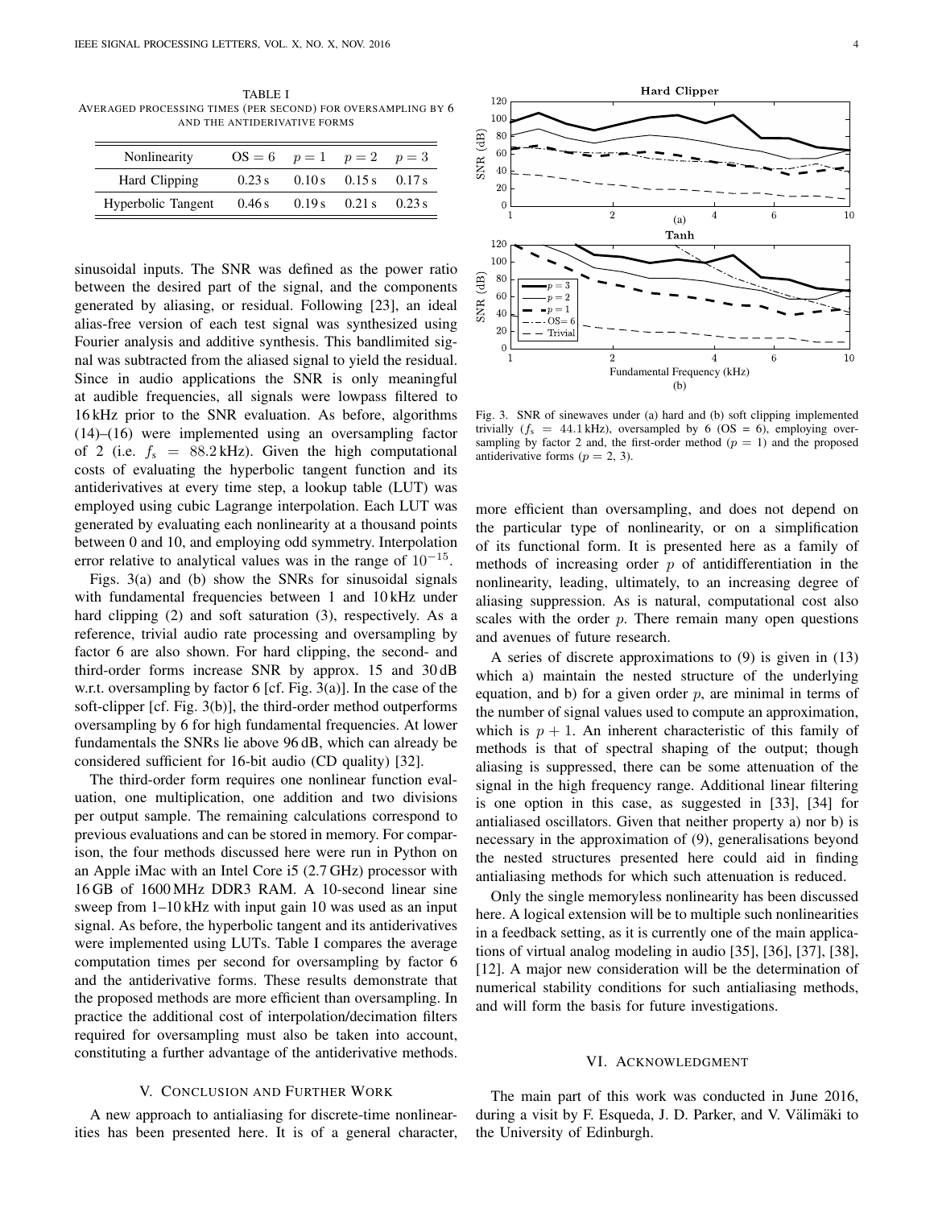TABLE I
AVERAGED PROCESSING TIMES (PER SECOND) FOR OVERSAMPLING BY 6 AND THE ANTIDERIVATIVE FORMS

| Nonlinearity | OS = 6 | $p = 1$ | $p = 2$ | $p = 3$ |
|---|---|---|---|---|
| Hard Clipping | 0.23 s | 0.10 s | 0.15 s | 0.17 s |
| Hyperbolic Tangent | 0.46 s | 0.19 s | 0.21 s | 0.23 s |

sinusoidal inputs. The SNR was defined as the power ratio between the desired part of the signal, and the components generated by aliasing, or residual. Following [23], an ideal alias-free version of each test signal was synthesized using Fourier analysis and additive synthesis. This bandlimited signal was subtracted from the aliased signal to yield the residual. Since in audio applications the SNR is only meaningful at audible frequencies, all signals were lowpass filtered to 16 kHz prior to the SNR evaluation. As before, algorithms (14)–(16) were implemented using an oversampling factor of 2 (i.e. $f_s = 88.2$ kHz). Given the high computational costs of evaluating the hyperbolic tangent function and its antiderivatives at every time step, a lookup table (LUT) was employed using cubic Lagrange interpolation. Each LUT was generated by evaluating each nonlinearity at a thousand points between 0 and 10, and employing odd symmetry. Interpolation error relative to analytical values was in the range of $10^{-15}$.

Figs. 3(a) and (b) show the SNRs for sinusoidal signals with fundamental frequencies between 1 and 10 kHz under hard clipping (2) and soft saturation (3), respectively. As a reference, trivial audio rate processing and oversampling by factor 6 are also shown. For hard clipping, the second- and third-order forms increase SNR by approx. 15 and 30 dB w.r.t. oversampling by factor 6 [cf. Fig. 3(a)]. In the case of the soft-clipper [cf. Fig. 3(b)], the third-order method outperforms oversampling by 6 for high fundamental frequencies. At lower fundamentals the SNRs lie above 96 dB, which can already be considered sufficient for 16-bit audio (CD quality) [32].

The third-order form requires one nonlinear function evaluation, one multiplication, one addition and two divisions per output sample. The remaining calculations correspond to previous evaluations and can be stored in memory. For comparison, the four methods discussed here were run in Python on an Apple iMac with an Intel Core i5 (2.7 GHz) processor with 16 GB of 1600 MHz DDR3 RAM. A 10-second linear sine sweep from 1–10 kHz with input gain 10 was used as an input signal. As before, the hyperbolic tangent and its antiderivatives were implemented using LUTs. Table I compares the average computation times per second for oversampling by factor 6 and the antiderivative forms. These results demonstrate that the proposed methods are more efficient than oversampling. In practice the additional cost of interpolation/decimation filters required for oversampling must also be taken into account, constituting a further advantage of the antiderivative methods.

Fig. 3. SNR of sinewaves under (a) hard and (b) soft clipping implemented trivially ($f_s = 44.1$ kHz), oversampled by 6 (OS = 6), employing oversampling by factor 2 and, the first-order method ($p = 1$) and the proposed antiderivative forms ($p = 2, 3$).

## V. CONCLUSION AND FURTHER WORK

A new approach to antialiasing for discrete-time nonlinearities has been presented here. It is of a general character, more efficient than oversampling, and does not depend on the particular type of nonlinearity, or on a simplification of its functional form. It is presented here as a family of methods of increasing order $p$ of antidifferentiation in the nonlinearity, leading, ultimately, to an increasing degree of aliasing suppression. As is natural, computational cost also scales with the order $p$. There remain many open questions and avenues of future research.

A series of discrete approximations to (9) is given in (13) which a) maintain the nested structure of the underlying equation, and b) for a given order $p$, are minimal in terms of the number of signal values used to compute an approximation, which is $p + 1$. An inherent characteristic of this family of methods is that of spectral shaping of the output; though aliasing is suppressed, there can be some attenuation of the signal in the high frequency range. Additional linear filtering is one option in this case, as suggested in [33], [34] for antialiased oscillators. Given that neither property a) nor b) is necessary in the approximation of (9), generalisations beyond the nested structures presented here could aid in finding antialiasing methods for which such attenuation is reduced.

Only the single memoryless nonlinearity has been discussed here. A logical extension will be to multiple such nonlinearities in a feedback setting, as it is currently one of the main applications of virtual analog modeling in audio [35], [36], [37], [38], [12]. A major new consideration will be the determination of numerical stability conditions for such antialiasing methods, and will form the basis for future investigations.

## VI. ACKNOWLEDGMENT

The main part of this work was conducted in June 2016, during a visit by F. Esqueda, J. D. Parker, and V. Välimäki to the University of Edinburgh.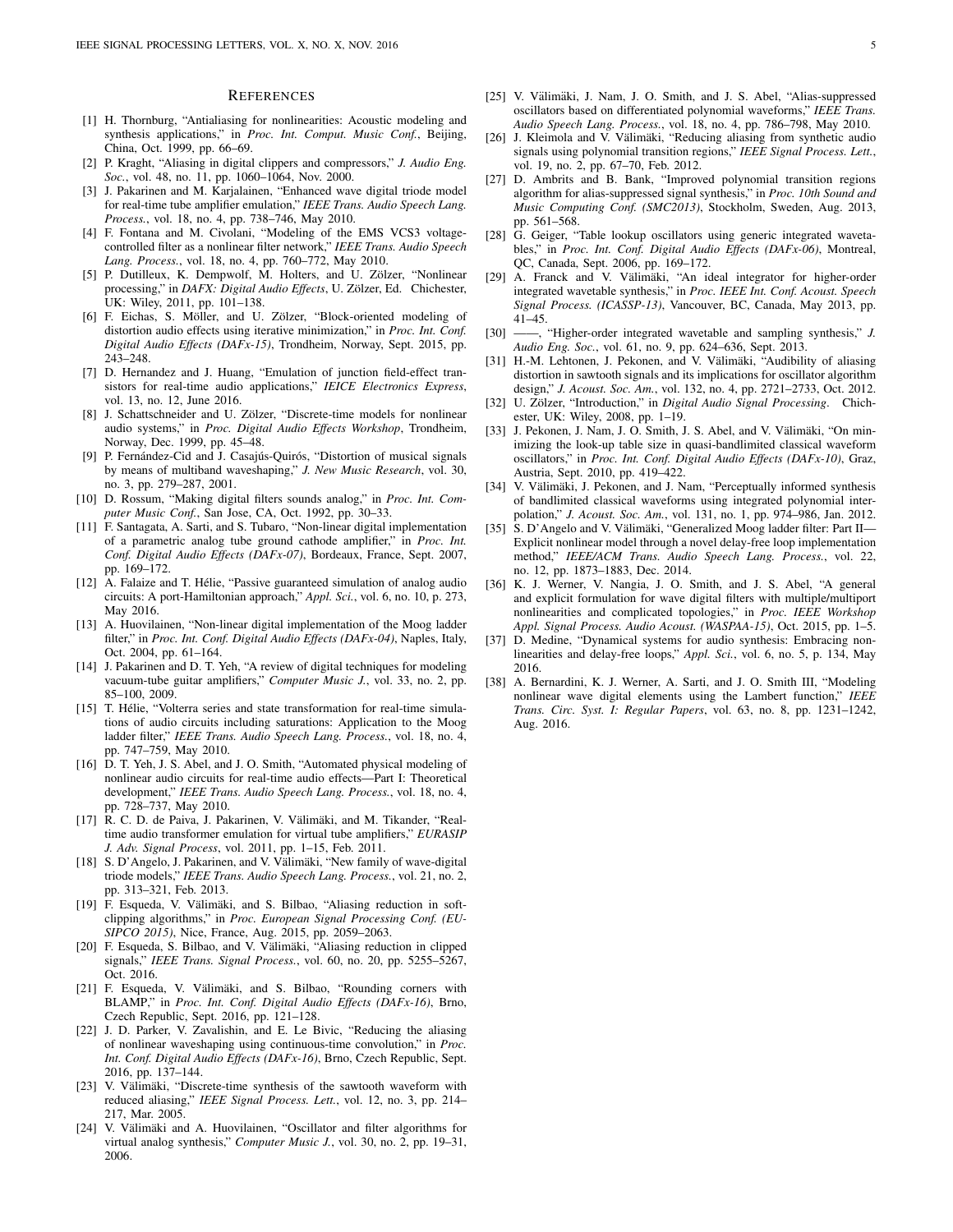# References

[1] H. Thornburg, "Antialiasing for nonlinearities: Acoustic modeling and synthesis applications," in *Proc. Int. Comput. Music Conf.*, Beijing, China, Oct. 1999, pp. 66–69.

[2] P. Kraght, "Aliasing in digital clippers and compressors," *J. Audio Eng. Soc.*, vol. 48, no. 11, pp. 1060–1064, Nov. 2000.

[3] J. Pakarinen and M. Karjalainen, "Enhanced wave digital triode model for real-time tube amplifier emulation," *IEEE Trans. Audio Speech Lang. Process.*, vol. 18, no. 4, pp. 738–746, May 2010.

[4] F. Fontana and M. Civolani, "Modeling of the EMS VCS3 voltage-controlled filter as a nonlinear filter network," *IEEE Trans. Audio Speech Lang. Process.*, vol. 18, no. 4, pp. 760–772, May 2010.

[5] P. Dutilleux, K. Dempwolf, M. Holters, and U. Zölzer, "Nonlinear processing," in *DAFX: Digital Audio Effects*, U. Zölzer, Ed. Chichester, UK: Wiley, 2011, pp. 101–138.

[6] F. Eichas, S. Möller, and U. Zölzer, "Block-oriented modeling of distortion audio effects using iterative minimization," in *Proc. Int. Conf. Digital Audio Effects (DAFx-15)*, Trondheim, Norway, Sept. 2015, pp. 243–248.

[7] D. Hernandez and J. Huang, "Emulation of junction field-effect transistors for real-time audio applications," *IEICE Electronics Express*, vol. 13, no. 12, June 2016.

[8] J. Schattschneider and U. Zölzer, "Discrete-time models for nonlinear audio systems," in *Proc. Digital Audio Effects Workshop*, Trondheim, Norway, Dec. 1999, pp. 45–48.

[9] P. Fernández-Cid and J. Casajús-Quirós, "Distortion of musical signals by means of multiband waveshaping," *J. New Music Research*, vol. 30, no. 3, pp. 279–287, 2001.

[10] D. Rossum, "Making digital filters sounds analog," in *Proc. Int. Computer Music Conf.*, San Jose, CA, Oct. 1992, pp. 30–33.

[11] F. Santagata, A. Sarti, and S. Tubaro, "Non-linear digital implementation of a parametric analog tube ground cathode amplifier," in *Proc. Int. Conf. Digital Audio Effects (DAFx-07)*, Bordeaux, France, Sept. 2007, pp. 169–172.

[12] A. Falaize and T. Hélie, "Passive guaranteed simulation of analog audio circuits: A port-Hamiltonian approach," *Appl. Sci.*, vol. 6, no. 10, p. 273, May 2016.

[13] A. Huovilainen, "Non-linear digital implementation of the Moog ladder filter," in *Proc. Int. Conf. Digital Audio Effects (DAFx-04)*, Naples, Italy, Oct. 2004, pp. 61–164.

[14] J. Pakarinen and D. T. Yeh, "A review of digital techniques for modeling vacuum-tube guitar amplifiers," *Computer Music J.*, vol. 33, no. 2, pp. 85–100, 2009.

[15] T. Hélie, "Volterra series and state transformation for real-time simulations of audio circuits including saturations: Application to the Moog ladder filter," *IEEE Trans. Audio Speech Lang. Process.*, vol. 18, no. 4, pp. 747–759, May 2010.

[16] D. T. Yeh, J. S. Abel, and J. O. Smith, "Automated physical modeling of nonlinear audio circuits for real-time audio effects—Part I: Theoretical development," *IEEE Trans. Audio Speech Lang. Process.*, vol. 18, no. 4, pp. 728–737, May 2010.

[17] R. C. D. de Paiva, J. Pakarinen, V. Välimäki, and M. Tikander, "Real-time audio transformer emulation for virtual tube amplifiers," *EURASIP J. Adv. Signal Process*, vol. 2011, pp. 1–15, Feb. 2011.

[18] S. D'Angelo, J. Pakarinen, and V. Välimäki, "New family of wave-digital triode models," *IEEE Trans. Audio Speech Lang. Process.*, vol. 21, no. 2, pp. 313–321, Feb. 2013.

[19] F. Esqueda, V. Välimäki, and S. Bilbao, "Aliasing reduction in soft-clipping algorithms," in *Proc. European Signal Processing Conf. (EUSIPCO 2015)*, Nice, France, Aug. 2015, pp. 2059–2063.

[20] F. Esqueda, S. Bilbao, and V. Välimäki, "Aliasing reduction in clipped signals," *IEEE Trans. Signal Process.*, vol. 60, no. 20, pp. 5255–5267, Oct. 2016.

[21] F. Esqueda, V. Välimäki, and S. Bilbao, "Rounding corners with BLAMP," in *Proc. Int. Conf. Digital Audio Effects (DAFx-16)*, Brno, Czech Republic, Sept. 2016, pp. 121–128.

[22] J. D. Parker, V. Zavalishin, and E. Le Bivic, "Reducing the aliasing of nonlinear waveshaping using continuous-time convolution," in *Proc. Int. Conf. Digital Audio Effects (DAFx-16)*, Brno, Czech Republic, Sept. 2016, pp. 137–144.

[23] V. Välimäki, "Discrete-time synthesis of the sawtooth waveform with reduced aliasing," *IEEE Signal Process. Lett.*, vol. 12, no. 3, pp. 214–217, Mar. 2005.

[24] V. Välimäki and A. Huovilainen, "Oscillator and filter algorithms for virtual analog synthesis," *Computer Music J.*, vol. 30, no. 2, pp. 19–31, 2006.

[25] V. Välimäki, J. Nam, J. O. Smith, and J. S. Abel, "Alias-suppressed oscillators based on differentiated polynomial waveforms," *IEEE Trans. Audio Speech Lang. Process.*, vol. 18, no. 4, pp. 786–798, May 2010.

[26] J. Kleimola and V. Välimäki, "Reducing aliasing from synthetic audio signals using polynomial transition regions," *IEEE Signal Process. Lett.*, vol. 19, no. 2, pp. 67–70, Feb. 2012.

[27] D. Ambrits and B. Bank, "Improved polynomial transition regions algorithm for alias-suppressed signal synthesis," in *Proc. 10th Sound and Music Computing Conf. (SMC2013)*, Stockholm, Sweden, Aug. 2013, pp. 561–568.

[28] G. Geiger, "Table lookup oscillators using generic integrated wavetables," in *Proc. Int. Conf. Digital Audio Effects (DAFx-06)*, Montreal, QC, Canada, Sept. 2006, pp. 169–172.

[29] A. Franck and V. Välimäki, "An ideal integrator for higher-order integrated wavetable synthesis," in *Proc. IEEE Int. Conf. Acoust. Speech Signal Process. (ICASSP-13)*, Vancouver, BC, Canada, May 2013, pp. 41–45.

[30] ——, "Higher-order integrated wavetable and sampling synthesis," *J. Audio Eng. Soc.*, vol. 61, no. 9, pp. 624–636, Sept. 2013.

[31] H.-M. Lehtonen, J. Pekonen, and V. Välimäki, "Audibility of aliasing distortion in sawtooth signals and its implications for oscillator algorithm design," *J. Acoust. Soc. Am.*, vol. 132, no. 4, pp. 2721–2733, Oct. 2012.

[32] U. Zölzer, "Introduction," in *Digital Audio Signal Processing*. Chichester, UK: Wiley, 2008, pp. 1–19.

[33] J. Pekonen, J. Nam, J. O. Smith, J. S. Abel, and V. Välimäki, "On minimizing the look-up table size in quasi-bandlimited classical waveform oscillators," in *Proc. Int. Conf. Digital Audio Effects (DAFx-10)*, Graz, Austria, Sept. 2010, pp. 419–422.

[34] V. Välimäki, J. Pekonen, and J. Nam, "Perceptually informed synthesis of bandlimited classical waveforms using integrated polynomial interpolation," *J. Acoust. Soc. Am.*, vol. 131, no. 1, pp. 974–986, Jan. 2012.

[35] S. D'Angelo and V. Välimäki, "Generalized Moog ladder filter: Part II—Explicit nonlinear model through a novel delay-free loop implementation method," *IEEE/ACM Trans. Audio Speech Lang. Process.*, vol. 22, no. 12, pp. 1873–1883, Dec. 2014.

[36] K. J. Werner, V. Nangia, J. O. Smith, and J. S. Abel, "A general and explicit formulation for wave digital filters with multiple/multiport nonlinearities and complicated topologies," in *Proc. IEEE Workshop Appl. Signal Process. Audio Acoust. (WASPAA-15)*, Oct. 2015, pp. 1–5.

[37] D. Medine, "Dynamical systems for audio synthesis: Embracing nonlinearities and delay-free loops," *Appl. Sci.*, vol. 6, no. 5, p. 134, May 2016.

[38] A. Bernardini, K. J. Werner, A. Sarti, and J. O. Smith III, "Modeling nonlinear wave digital elements using the Lambert function," *IEEE Trans. Circ. Syst. I: Regular Papers*, vol. 63, no. 8, pp. 1231–1242, Aug. 2016.